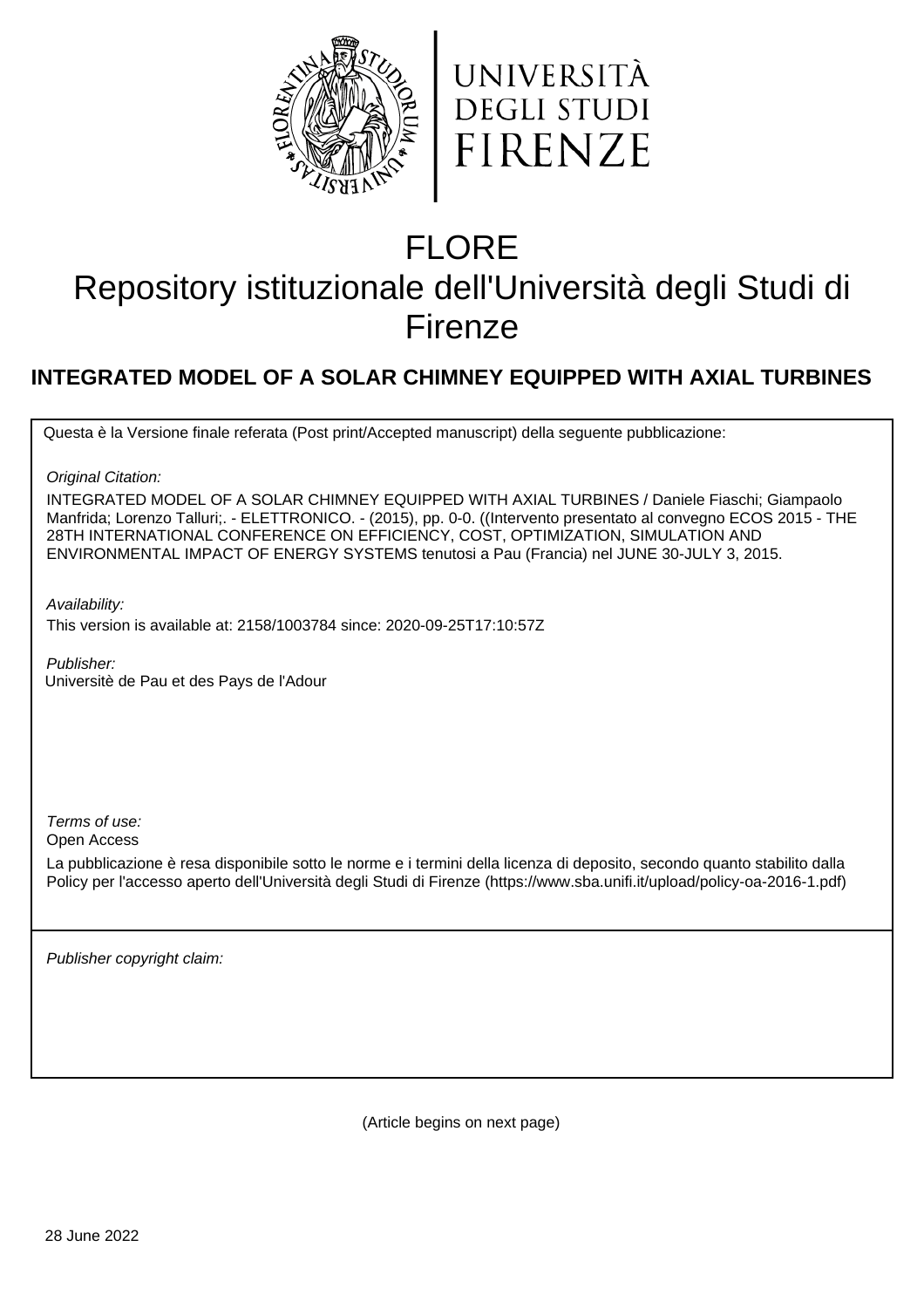UNIVERSITÀ DEGLI STUDI FIRENZE

# FLORE
# Repository istituzionale dell'Università degli Studi di Firenze

## INTEGRATED MODEL OF A SOLAR CHIMNEY EQUIPPED WITH AXIAL TURBINES

Questa è la Versione finale referata (Post print/Accepted manuscript) della seguente pubblicazione:

*Original Citation:*

INTEGRATED MODEL OF A SOLAR CHIMNEY EQUIPPED WITH AXIAL TURBINES / Daniele Fiaschi; Giampaolo Manfrida; Lorenzo Talluri;. - ELETTRONICO. - (2015), pp. 0-0. ((Intervento presentato al convegno ECOS 2015 - THE 28TH INTERNATIONAL CONFERENCE ON EFFICIENCY, COST, OPTIMIZATION, SIMULATION AND ENVIRONMENTAL IMPACT OF ENERGY SYSTEMS tenutosi a Pau (Francia) nel JUNE 30-JULY 3, 2015.

*Availability:*

This version is available at: 2158/1003784 since: 2020-09-25T17:10:57Z

*Publisher:*

Universitè de Pau et des Pays de l'Adour

*Terms of use:*

Open Access

La pubblicazione è resa disponibile sotto le norme e i termini della licenza di deposito, secondo quanto stabilito dalla Policy per l'accesso aperto dell'Università degli Studi di Firenze (https://www.sba.unifi.it/upload/policy-oa-2016-1.pdf)

*Publisher copyright claim:*

(Article begins on next page)

28 June 2022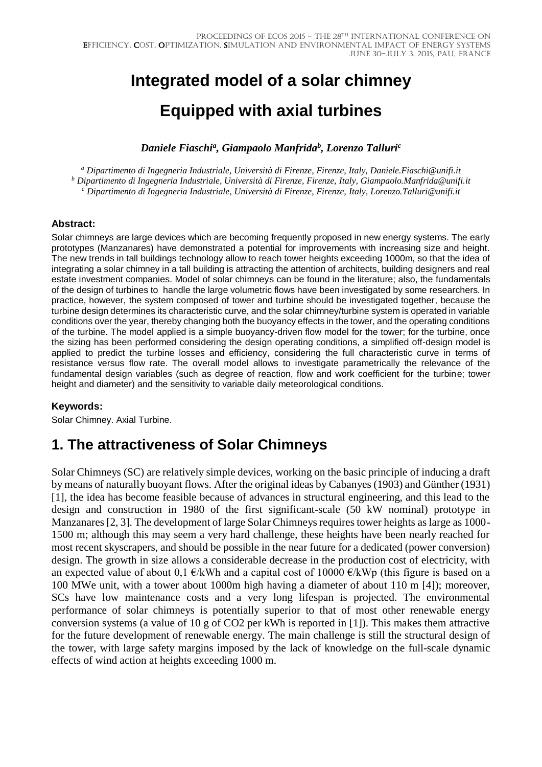# Integrated model of a solar chimney Equipped with axial turbines

***Daniele Fiaschi[a], Giampaolo Manfrida[b], Lorenzo Talluri[c]***

*[a] Dipartimento di Ingegneria Industriale, Università di Firenze, Firenze, Italy, Daniele.Fiaschi@unifi.it*
*[b] Dipartimento di Ingegneria Industriale, Università di Firenze, Firenze, Italy, Giampaolo.Manfrida@unifi.it*
*[c] Dipartimento di Ingegneria Industriale, Università di Firenze, Firenze, Italy, Lorenzo.Talluri@unifi.it*

**Abstract:**

Solar chimneys are large devices which are becoming frequently proposed in new energy systems. The early prototypes (Manzanares) have demonstrated a potential for improvements with increasing size and height. The new trends in tall buildings technology allow to reach tower heights exceeding 1000m, so that the idea of integrating a solar chimney in a tall building is attracting the attention of architects, building designers and real estate investment companies. Model of solar chimneys can be found in the literature; also, the fundamentals of the design of turbines to handle the large volumetric flows have been investigated by some researchers. In practice, however, the system composed of tower and turbine should be investigated together, because the turbine design determines its characteristic curve, and the solar chimney/turbine system is operated in variable conditions over the year, thereby changing both the buoyancy effects in the tower, and the operating conditions of the turbine. The model applied is a simple buoyancy-driven flow model for the tower; for the turbine, once the sizing has been performed considering the design operating conditions, a simplified off-design model is applied to predict the turbine losses and efficiency, considering the full characteristic curve in terms of resistance versus flow rate. The overall model allows to investigate parametrically the relevance of the fundamental design variables (such as degree of reaction, flow and work coefficient for the turbine; tower height and diameter) and the sensitivity to variable daily meteorological conditions.

**Keywords:**

Solar Chimney. Axial Turbine.

## 1. The attractiveness of Solar Chimneys

Solar Chimneys (SC) are relatively simple devices, working on the basic principle of inducing a draft by means of naturally buoyant flows. After the original ideas by Cabanyes (1903) and Günther (1931) [1], the idea has become feasible because of advances in structural engineering, and this lead to the design and construction in 1980 of the first significant-scale (50 kW nominal) prototype in Manzanares [2, 3]. The development of large Solar Chimneys requires tower heights as large as 1000-1500 m; although this may seem a very hard challenge, these heights have been nearly reached for most recent skyscrapers, and should be possible in the near future for a dedicated (power conversion) design. The growth in size allows a considerable decrease in the production cost of electricity, with an expected value of about 0,1 €/kWh and a capital cost of 10000 €/kWp (this figure is based on a 100 MWe unit, with a tower about 1000m high having a diameter of about 110 m [4]); moreover, SCs have low maintenance costs and a very long lifespan is projected. The environmental performance of solar chimneys is potentially superior to that of most other renewable energy conversion systems (a value of 10 g of $CO_2$ per kWh is reported in [1]). This makes them attractive for the future development of renewable energy. The main challenge is still the structural design of the tower, with large safety margins imposed by the lack of knowledge on the full-scale dynamic effects of wind action at heights exceeding 1000 m.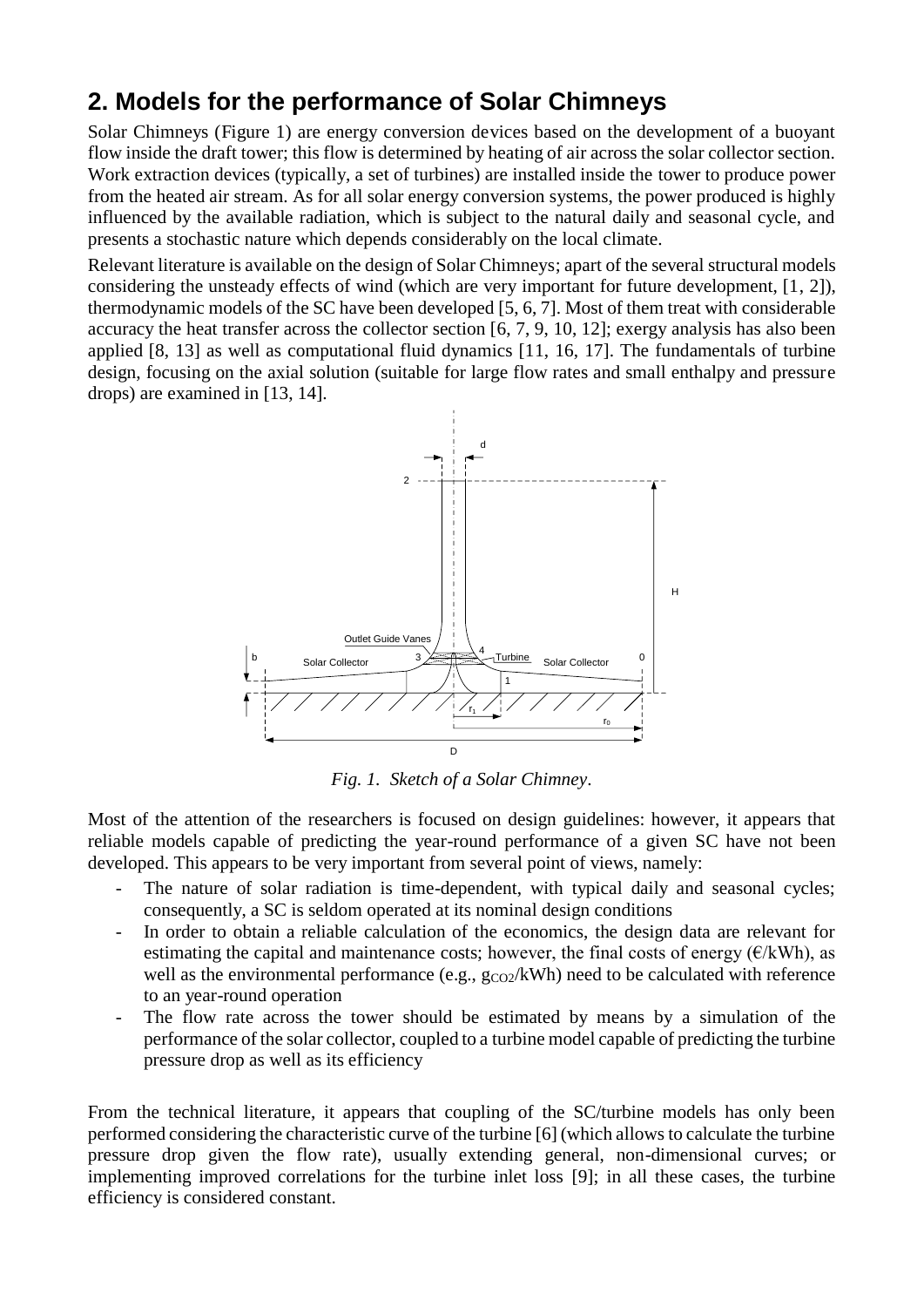## 2. Models for the performance of Solar Chimneys

Solar Chimneys (Figure 1) are energy conversion devices based on the development of a buoyant flow inside the draft tower; this flow is determined by heating of air across the solar collector section. Work extraction devices (typically, a set of turbines) are installed inside the tower to produce power from the heated air stream. As for all solar energy conversion systems, the power produced is highly influenced by the available radiation, which is subject to the natural daily and seasonal cycle, and presents a stochastic nature which depends considerably on the local climate.

Relevant literature is available on the design of Solar Chimneys; apart of the several structural models considering the unsteady effects of wind (which are very important for future development, [1, 2]), thermodynamic models of the SC have been developed [5, 6, 7]. Most of them treat with considerable accuracy the heat transfer across the collector section [6, 7, 9, 10, 12]; exergy analysis has also been applied [8, 13] as well as computational fluid dynamics [11, 16, 17]. The fundamentals of turbine design, focusing on the axial solution (suitable for large flow rates and small enthalpy and pressure drops) are examined in [13, 14].

*Fig. 1. Sketch of a Solar Chimney.*

Most of the attention of the researchers is focused on design guidelines: however, it appears that reliable models capable of predicting the year-round performance of a given SC have not been developed. This appears to be very important from several point of views, namely:

- The nature of solar radiation is time-dependent, with typical daily and seasonal cycles; consequently, a SC is seldom operated at its nominal design conditions
- In order to obtain a reliable calculation of the economics, the design data are relevant for estimating the capital and maintenance costs; however, the final costs of energy (€/kWh), as well as the environmental performance (e.g., $g_{CO2}$/kWh) need to be calculated with reference to an year-round operation
- The flow rate across the tower should be estimated by means by a simulation of the performance of the solar collector, coupled to a turbine model capable of predicting the turbine pressure drop as well as its efficiency

From the technical literature, it appears that coupling of the SC/turbine models has only been performed considering the characteristic curve of the turbine [6] (which allows to calculate the turbine pressure drop given the flow rate), usually extending general, non-dimensional curves; or implementing improved correlations for the turbine inlet loss [9]; in all these cases, the turbine efficiency is considered constant.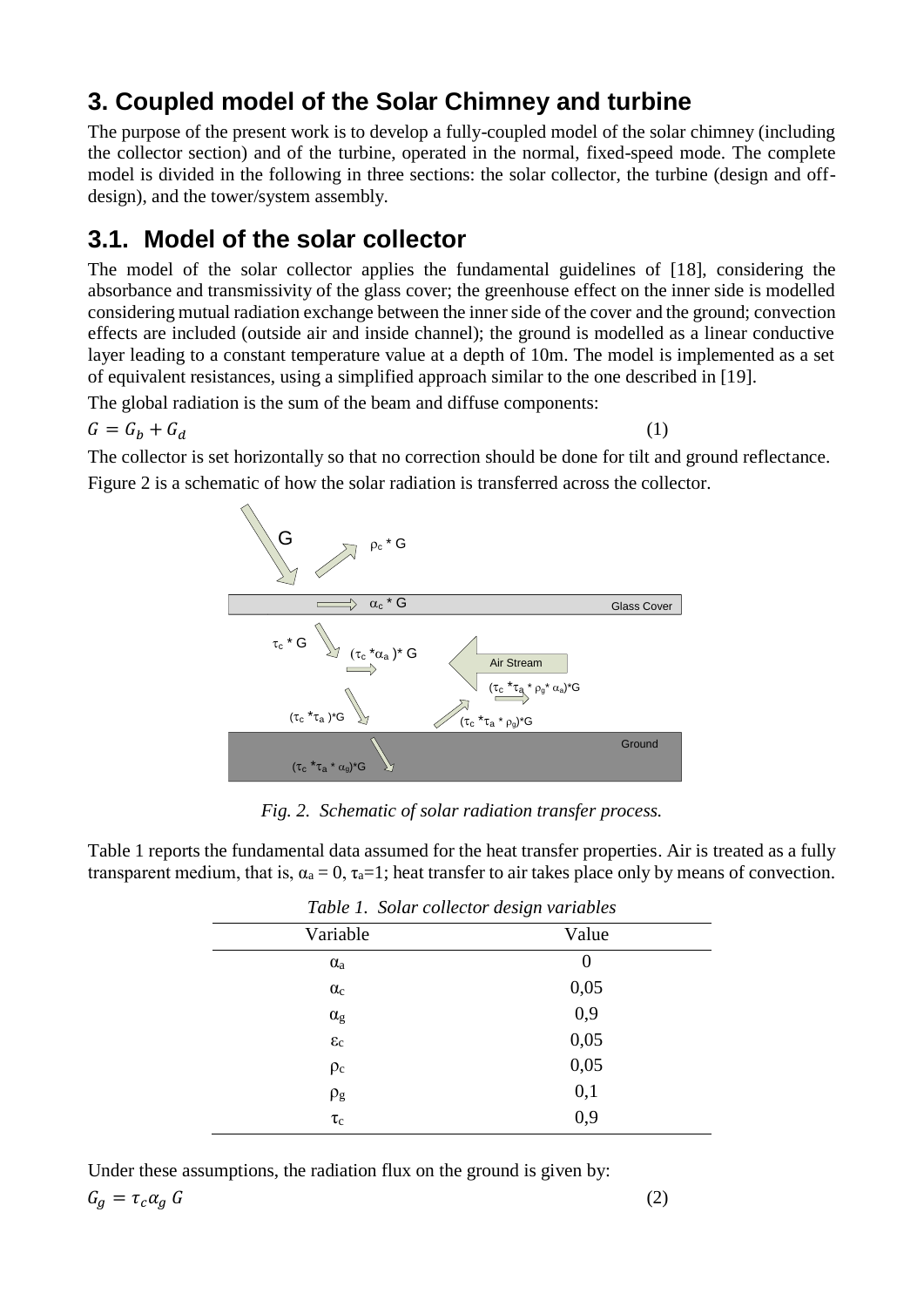## 3. Coupled model of the Solar Chimney and turbine

The purpose of the present work is to develop a fully-coupled model of the solar chimney (including the collector section) and of the turbine, operated in the normal, fixed-speed mode. The complete model is divided in the following in three sections: the solar collector, the turbine (design and off-design), and the tower/system assembly.

## 3.1. Model of the solar collector

The model of the solar collector applies the fundamental guidelines of [18], considering the absorbance and transmissivity of the glass cover; the greenhouse effect on the inner side is modelled considering mutual radiation exchange between the inner side of the cover and the ground; convection effects are included (outside air and inside channel); the ground is modelled as a linear conductive layer leading to a constant temperature value at a depth of 10m. The model is implemented as a set of equivalent resistances, using a simplified approach similar to the one described in [19].

The global radiation is the sum of the beam and diffuse components:

$$G = G_b + G_d \tag{1}$$

The collector is set horizontally so that no correction should be done for tilt and ground reflectance.

Figure 2 is a schematic of how the solar radiation is transferred across the collector.

*Fig. 2. Schematic of solar radiation transfer process.*

Table 1 reports the fundamental data assumed for the heat transfer properties. Air is treated as a fully transparent medium, that is, $\alpha_a = 0$, $\tau_a=1$; heat transfer to air takes place only by means of convection.

*Table 1. Solar collector design variables*

| Variable | Value |
|---|---|
| $\alpha_a$ | 0 |
| $\alpha_c$ | 0,05 |
| $\alpha_g$ | 0,9 |
| $\varepsilon_c$ | 0,05 |
| $\rho_c$ | 0,05 |
| $\rho_g$ | 0,1 |
| $\tau_c$ | 0,9 |

Under these assumptions, the radiation flux on the ground is given by:

$$G_g = \tau_c \alpha_g \, G \tag{2}$$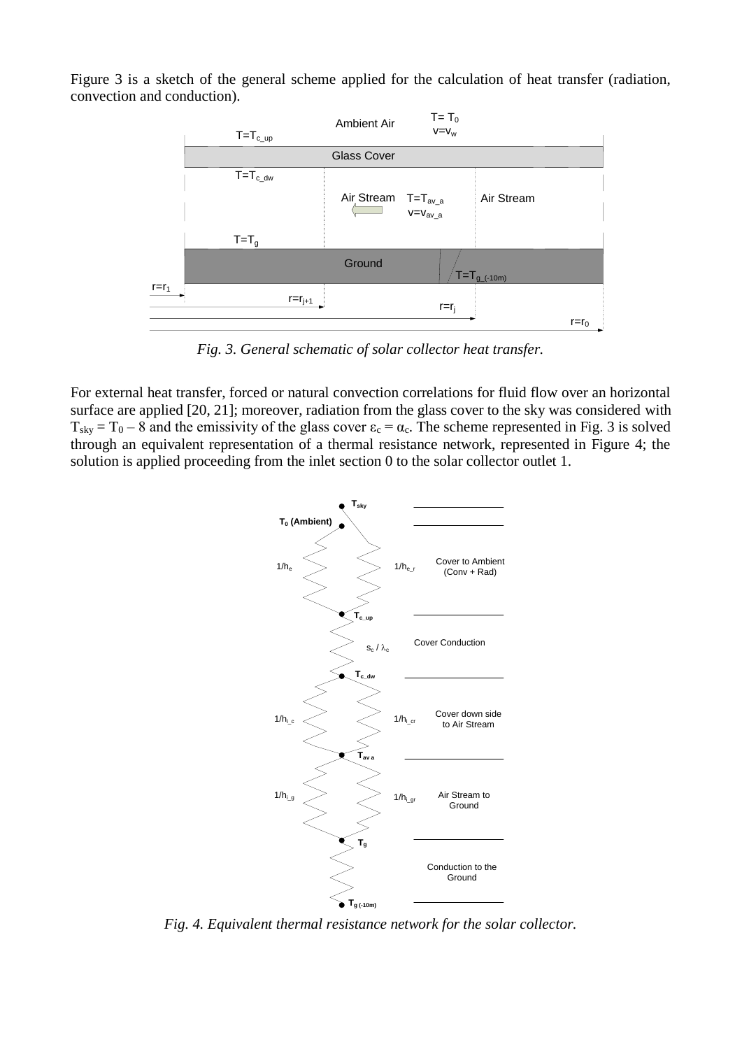Figure 3 is a sketch of the general scheme applied for the calculation of heat transfer (radiation, convection and conduction).

*Fig. 3. General schematic of solar collector heat transfer.*

For external heat transfer, forced or natural convection correlations for fluid flow over an horizontal surface are applied [20, 21]; moreover, radiation from the glass cover to the sky was considered with $T_{sky} = T_0 - 8$ and the emissivity of the glass cover $\varepsilon_c = \alpha_c$. The scheme represented in Fig. 3 is solved through an equivalent representation of a thermal resistance network, represented in Figure 4; the solution is applied proceeding from the inlet section 0 to the solar collector outlet 1.

*Fig. 4. Equivalent thermal resistance network for the solar collector.*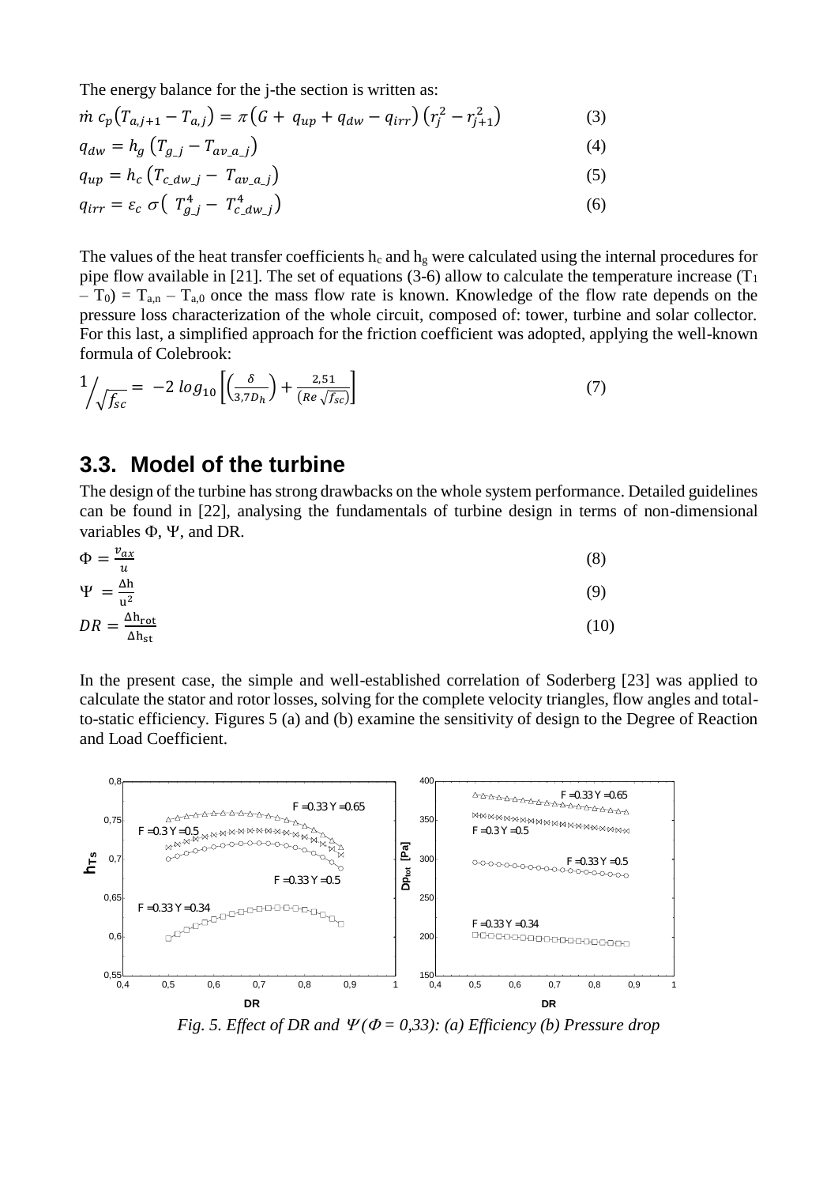The energy balance for the j-the section is written as:

$$\dot{m}\, c_p\left(T_{a,j+1} - T_{a,j}\right) = \pi\left(G + q_{up} + q_{dw} - q_{irr}\right)\left(r_j^2 - r_{j+1}^2\right) \tag{3}$$

$$q_{dw} = h_g\left(T_{g\_j} - T_{av\_a\_j}\right) \tag{4}$$

$$q_{up} = h_c\left(T_{c\_dw\_j} - T_{av\_a\_j}\right) \tag{5}$$

$$q_{irr} = \varepsilon_c\, \sigma\left(T_{g\_j}^4 - T_{c\_dw\_j}^4\right) \tag{6}$$

The values of the heat transfer coefficients $h_c$ and $h_g$ were calculated using the internal procedures for pipe flow available in [21]. The set of equations (3-6) allow to calculate the temperature increase ($T_1 - T_0$) = $T_{a,n} - T_{a,0}$ once the mass flow rate is known. Knowledge of the flow rate depends on the pressure loss characterization of the whole circuit, composed of: tower, turbine and solar collector. For this last, a simplified approach for the friction coefficient was adopted, applying the well-known formula of Colebrook:

$$1\Big/\sqrt{f_{sc}} = -2\, log_{10}\left[\left(\frac{\delta}{3{,}7D_h}\right) + \frac{2{,}51}{\left(Re\sqrt{f_{sc}}\right)}\right] \tag{7}$$

## 3.3. Model of the turbine

The design of the turbine has strong drawbacks on the whole system performance. Detailed guidelines can be found in [22], analysing the fundamentals of turbine design in terms of non-dimensional variables $\Phi$, $\Psi$, and DR.

$$\Phi = \frac{v_{ax}}{u} \tag{8}$$

$$\Psi = \frac{\Delta h}{u^2} \tag{9}$$

$$DR = \frac{\Delta h_{rot}}{\Delta h_{st}} \tag{10}$$

In the present case, the simple and well-established correlation of Soderberg [23] was applied to calculate the stator and rotor losses, solving for the complete velocity triangles, flow angles and total-to-static efficiency. Figures 5 (a) and (b) examine the sensitivity of design to the Degree of Reaction and Load Coefficient.

*Fig. 5. Effect of DR and $\Psi$ ($\Phi$ = 0,33): (a) Efficiency (b) Pressure drop*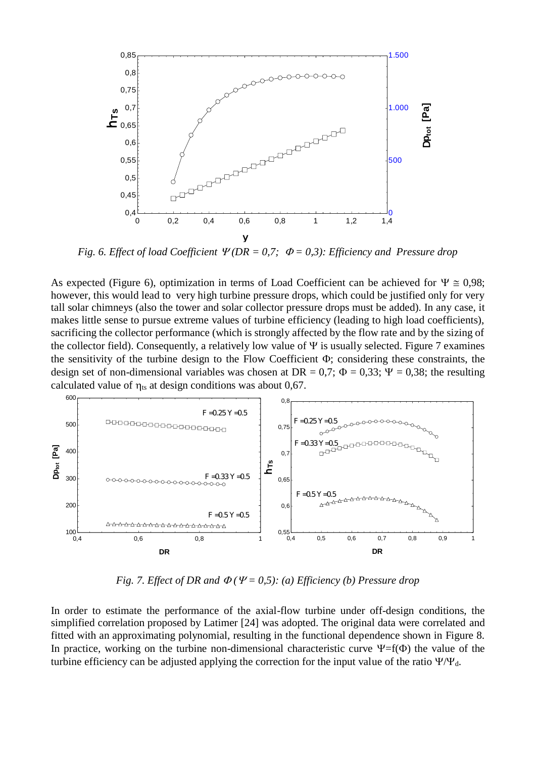*Fig. 6. Effect of load Coefficient $\Psi$ (DR = 0,7; $\Phi$ = 0,3): Efficiency and Pressure drop*

As expected (Figure 6), optimization in terms of Load Coefficient can be achieved for $\Psi \cong 0{,}98$; however, this would lead to very high turbine pressure drops, which could be justified only for very tall solar chimneys (also the tower and solar collector pressure drops must be added). In any case, it makes little sense to pursue extreme values of turbine efficiency (leading to high load coefficients), sacrificing the collector performance (which is strongly affected by the flow rate and by the sizing of the collector field). Consequently, a relatively low value of $\Psi$ is usually selected. Figure 7 examines the sensitivity of the turbine design to the Flow Coefficient $\Phi$; considering these constraints, the design set of non-dimensional variables was chosen at DR = 0,7; $\Phi$ = 0,33; $\Psi$ = 0,38; the resulting calculated value of $\eta_{ts}$ at design conditions was about 0,67.

*Fig. 7. Effect of DR and $\Phi$ ($\Psi$ = 0,5): (a) Efficiency (b) Pressure drop*

In order to estimate the performance of the axial-flow turbine under off-design conditions, the simplified correlation proposed by Latimer [24] was adopted. The original data were correlated and fitted with an approximating polynomial, resulting in the functional dependence shown in Figure 8. In practice, working on the turbine non-dimensional characteristic curve $\Psi = f(\Phi)$ the value of the turbine efficiency can be adjusted applying the correction for the input value of the ratio $\Psi/\Psi_d$.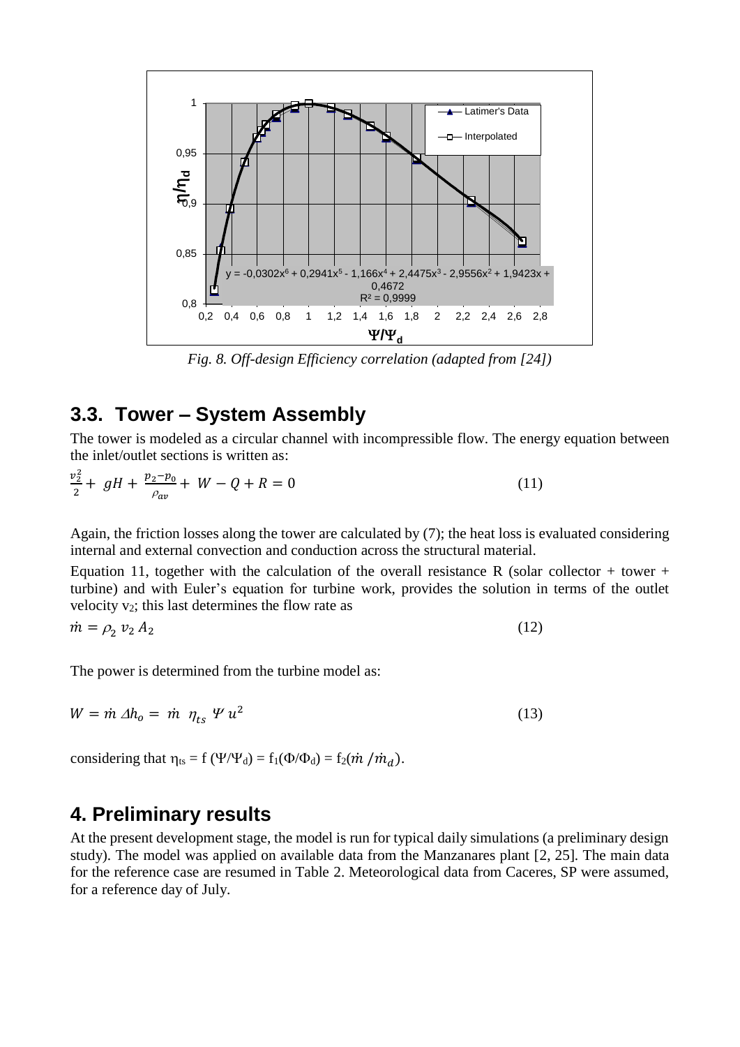*Fig. 8. Off-design Efficiency correlation (adapted from [24])*

## 3.3. Tower – System Assembly

The tower is modeled as a circular channel with incompressible flow. The energy equation between the inlet/outlet sections is written as:

$$\frac{v_2^2}{2} + gH + \frac{p_2 - p_0}{\rho_{av}} + W - Q + R = 0 \tag{11}$$

Again, the friction losses along the tower are calculated by (7); the heat loss is evaluated considering internal and external convection and conduction across the structural material.

Equation 11, together with the calculation of the overall resistance R (solar collector + tower + turbine) and with Euler's equation for turbine work, provides the solution in terms of the outlet velocity $v_2$; this last determines the flow rate as

$$\dot{m} = \rho_2 \, v_2 \, A_2 \tag{12}$$

The power is determined from the turbine model as:

$$W = \dot{m} \, \Delta h_o = \dot{m} \;\, \eta_{ts} \; \Psi \, u^2 \tag{13}$$

considering that $\eta_{ts} = f\,(\Psi/\Psi_d) = f_1(\Phi/\Phi_d) = f_2(\dot{m}\;/\dot{m}_d)$.

## 4. Preliminary results

At the present development stage, the model is run for typical daily simulations (a preliminary design study). The model was applied on available data from the Manzanares plant [2, 25]. The main data for the reference case are resumed in Table 2. Meteorological data from Caceres, SP were assumed, for a reference day of July.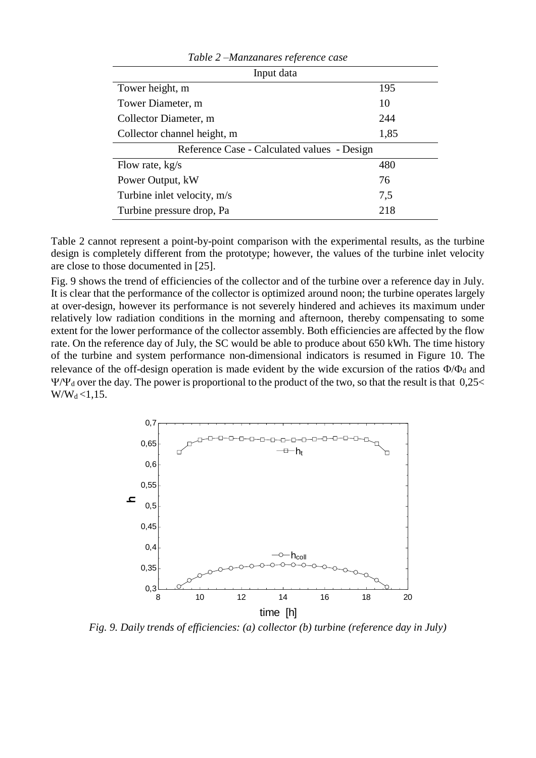*Table 2 –Manzanares reference case*

| Input data | |
|---|---|
| Tower height, m | 195 |
| Tower Diameter, m | 10 |
| Collector Diameter, m | 244 |
| Collector channel height, m | 1,85 |
| **Reference Case - Calculated values - Design** | |
| Flow rate, kg/s | 480 |
| Power Output, kW | 76 |
| Turbine inlet velocity, m/s | 7,5 |
| Turbine pressure drop, Pa | 218 |

Table 2 cannot represent a point-by-point comparison with the experimental results, as the turbine design is completely different from the prototype; however, the values of the turbine inlet velocity are close to those documented in [25].

Fig. 9 shows the trend of efficiencies of the collector and of the turbine over a reference day in July. It is clear that the performance of the collector is optimized around noon; the turbine operates largely at over-design, however its performance is not severely hindered and achieves its maximum under relatively low radiation conditions in the morning and afternoon, thereby compensating to some extent for the lower performance of the collector assembly. Both efficiencies are affected by the flow rate. On the reference day of July, the SC would be able to produce about 650 kWh. The time history of the turbine and system performance non-dimensional indicators is resumed in Figure 10. The relevance of the off-design operation is made evident by the wide excursion of the ratios $\Phi/\Phi_d$ and $\Psi/\Psi_d$ over the day. The power is proportional to the product of the two, so that the result is that $0{,}25 < W/W_d < 1{,}15$.

*Fig. 9. Daily trends of efficiencies: (a) collector (b) turbine (reference day in July)*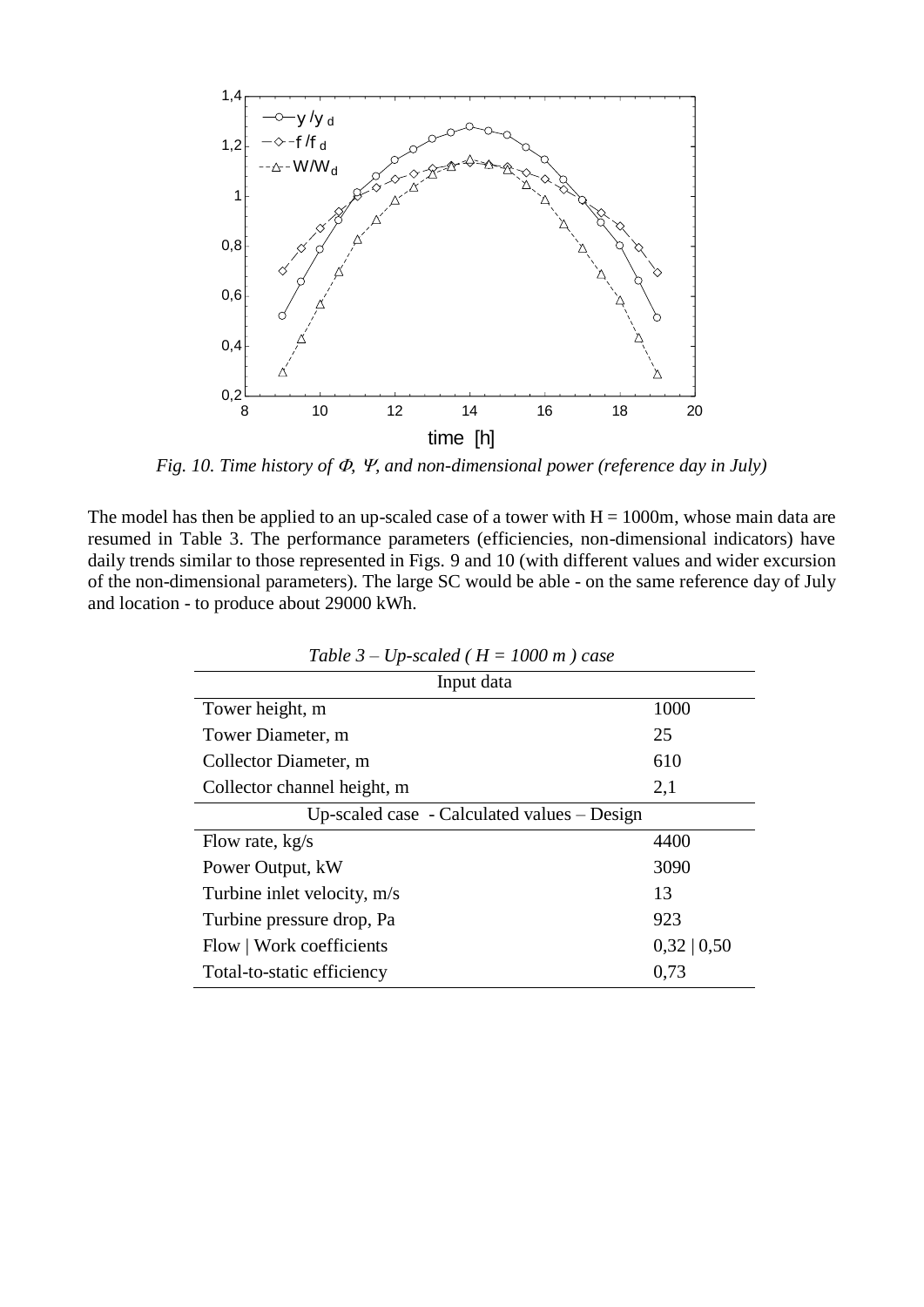*Fig. 10. Time history of Φ, Ψ, and non-dimensional power (reference day in July)*

The model has then be applied to an up-scaled case of a tower with H = 1000m, whose main data are resumed in Table 3. The performance parameters (efficiencies, non-dimensional indicators) have daily trends similar to those represented in Figs. 9 and 10 (with different values and wider excursion of the non-dimensional parameters). The large SC would be able - on the same reference day of July and location - to produce about 29000 kWh.

*Table 3 – Up-scaled ( H = 1000 m ) case*

| Input data | |
|---|---|
| Tower height, m | 1000 |
| Tower Diameter, m | 25 |
| Collector Diameter, m | 610 |
| Collector channel height, m | 2,1 |
| **Up-scaled case - Calculated values – Design** | |
| Flow rate, kg/s | 4400 |
| Power Output, kW | 3090 |
| Turbine inlet velocity, m/s | 13 |
| Turbine pressure drop, Pa | 923 |
| Flow \| Work coefficients | 0,32 \| 0,50 |
| Total-to-static efficiency | 0,73 |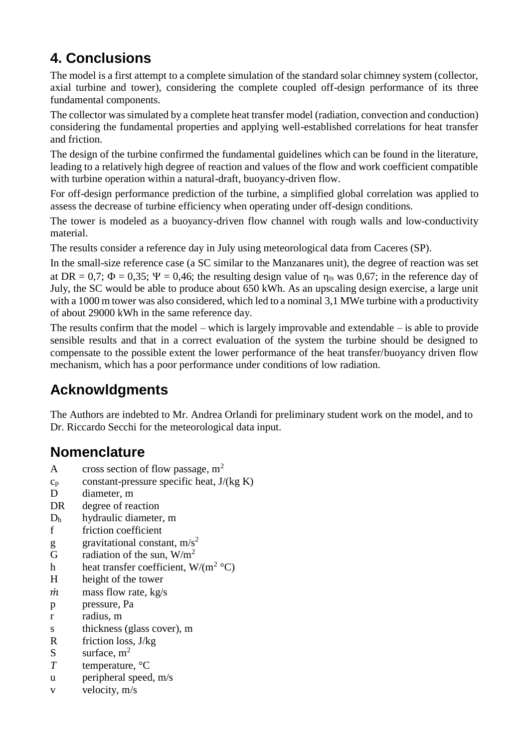## 4. Conclusions

The model is a first attempt to a complete simulation of the standard solar chimney system (collector, axial turbine and tower), considering the complete coupled off-design performance of its three fundamental components.

The collector was simulated by a complete heat transfer model (radiation, convection and conduction) considering the fundamental properties and applying well-established correlations for heat transfer and friction.

The design of the turbine confirmed the fundamental guidelines which can be found in the literature, leading to a relatively high degree of reaction and values of the flow and work coefficient compatible with turbine operation within a natural-draft, buoyancy-driven flow.

For off-design performance prediction of the turbine, a simplified global correlation was applied to assess the decrease of turbine efficiency when operating under off-design conditions.

The tower is modeled as a buoyancy-driven flow channel with rough walls and low-conductivity material.

The results consider a reference day in July using meteorological data from Caceres (SP).

In the small-size reference case (a SC similar to the Manzanares unit), the degree of reaction was set at DR = 0,7; $\Phi$ = 0,35; $\Psi$ = 0,46; the resulting design value of $\eta_{ts}$ was 0,67; in the reference day of July, the SC would be able to produce about 650 kWh. As an upscaling design exercise, a large unit with a 1000 m tower was also considered, which led to a nominal 3,1 MWe turbine with a productivity of about 29000 kWh in the same reference day.

The results confirm that the model – which is largely improvable and extendable – is able to provide sensible results and that in a correct evaluation of the system the turbine should be designed to compensate to the possible extent the lower performance of the heat transfer/buoyancy driven flow mechanism, which has a poor performance under conditions of low radiation.

## Acknowldgments

The Authors are indebted to Mr. Andrea Orlandi for preliminary student work on the model, and to Dr. Riccardo Secchi for the meteorological data input.

## Nomenclature

- A — cross section of flow passage, $m^2$
- $c_p$ — constant-pressure specific heat, J/(kg K)
- D — diameter, m
- DR — degree of reaction
- $D_h$ — hydraulic diameter, m
- f — friction coefficient
- g — gravitational constant, $m/s^2$
- G — radiation of the sun, $W/m^2$
- h — heat transfer coefficient, $W/(m^2\ °C)$
- H — height of the tower
- $\dot{m}$ — mass flow rate, kg/s
- p — pressure, Pa
- r — radius, m
- s — thickness (glass cover), m
- R — friction loss, J/kg
- S — surface, $m^2$
- $T$ — temperature, °C
- u — peripheral speed, m/s
- v — velocity, m/s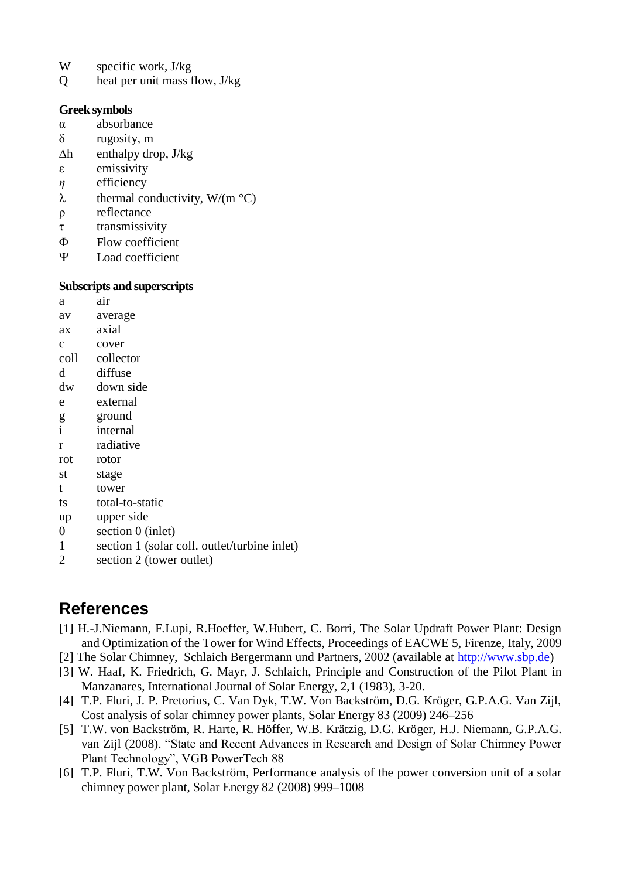W specific work, J/kg
Q heat per unit mass flow, J/kg

**Greek symbols**

$\alpha$ absorbance
$\delta$ rugosity, m
$\Delta h$ enthalpy drop, J/kg
$\varepsilon$ emissivity
$\eta$ efficiency
$\lambda$ thermal conductivity, W/(m °C)
$\rho$ reflectance
$\tau$ transmissivity
$\Phi$ Flow coefficient
$\Psi$ Load coefficient

**Subscripts and superscripts**

a air
av average
ax axial
c cover
coll collector
d diffuse
dw down side
e external
g ground
i internal
r radiative
rot rotor
st stage
t tower
ts total-to-static
up upper side
0 section 0 (inlet)
1 section 1 (solar coll. outlet/turbine inlet)
2 section 2 (tower outlet)

# References

[1] H.-J.Niemann, F.Lupi, R.Hoeffer, W.Hubert, C. Borri, The Solar Updraft Power Plant: Design and Optimization of the Tower for Wind Effects, Proceedings of EACWE 5, Firenze, Italy, 2009

[2] The Solar Chimney, Schlaich Bergermann und Partners, 2002 (available at http://www.sbp.de)

[3] W. Haaf, K. Friedrich, G. Mayr, J. Schlaich, Principle and Construction of the Pilot Plant in Manzanares, International Journal of Solar Energy, 2,1 (1983), 3-20.

[4] T.P. Fluri, J. P. Pretorius, C. Van Dyk, T.W. Von Backström, D.G. Kröger, G.P.A.G. Van Zijl, Cost analysis of solar chimney power plants, Solar Energy 83 (2009) 246–256

[5] T.W. von Backström, R. Harte, R. Höffer, W.B. Krätzig, D.G. Kröger, H.J. Niemann, G.P.A.G. van Zijl (2008). "State and Recent Advances in Research and Design of Solar Chimney Power Plant Technology", VGB PowerTech 88

[6] T.P. Fluri, T.W. Von Backström, Performance analysis of the power conversion unit of a solar chimney power plant, Solar Energy 82 (2008) 999–1008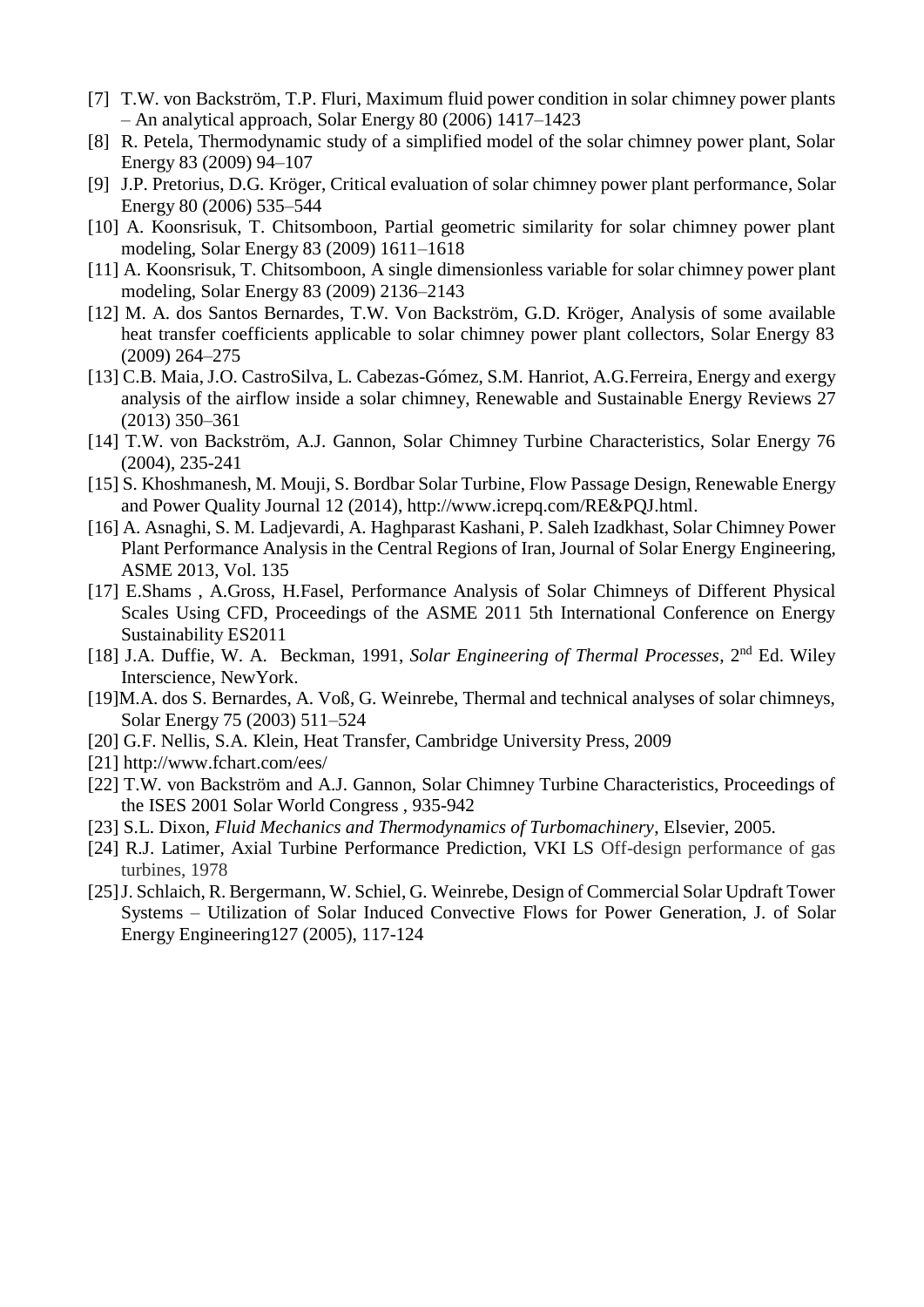[7] T.W. von Backström, T.P. Fluri, Maximum fluid power condition in solar chimney power plants – An analytical approach, Solar Energy 80 (2006) 1417–1423

[8] R. Petela, Thermodynamic study of a simplified model of the solar chimney power plant, Solar Energy 83 (2009) 94–107

[9] J.P. Pretorius, D.G. Kröger, Critical evaluation of solar chimney power plant performance, Solar Energy 80 (2006) 535–544

[10] A. Koonsrisuk, T. Chitsomboon, Partial geometric similarity for solar chimney power plant modeling, Solar Energy 83 (2009) 1611–1618

[11] A. Koonsrisuk, T. Chitsomboon, A single dimensionless variable for solar chimney power plant modeling, Solar Energy 83 (2009) 2136–2143

[12] M. A. dos Santos Bernardes, T.W. Von Backström, G.D. Kröger, Analysis of some available heat transfer coefficients applicable to solar chimney power plant collectors, Solar Energy 83 (2009) 264–275

[13] C.B. Maia, J.O. CastroSilva, L. Cabezas-Gómez, S.M. Hanriot, A.G.Ferreira, Energy and exergy analysis of the airflow inside a solar chimney, Renewable and Sustainable Energy Reviews 27 (2013) 350–361

[14] T.W. von Backström, A.J. Gannon, Solar Chimney Turbine Characteristics, Solar Energy 76 (2004), 235-241

[15] S. Khoshmanesh, M. Mouji, S. Bordbar Solar Turbine, Flow Passage Design, Renewable Energy and Power Quality Journal 12 (2014), http://www.icrepq.com/RE&PQJ.html.

[16] A. Asnaghi, S. M. Ladjevardi, A. Haghparast Kashani, P. Saleh Izadkhast, Solar Chimney Power Plant Performance Analysis in the Central Regions of Iran, Journal of Solar Energy Engineering, ASME 2013, Vol. 135

[17] E.Shams , A.Gross, H.Fasel, Performance Analysis of Solar Chimneys of Different Physical Scales Using CFD, Proceedings of the ASME 2011 5th International Conference on Energy Sustainability ES2011

[18] J.A. Duffie, W. A. Beckman, 1991, *Solar Engineering of Thermal Processes*, 2nd Ed. Wiley Interscience, NewYork.

[19] M.A. dos S. Bernardes, A. Voß, G. Weinrebe, Thermal and technical analyses of solar chimneys, Solar Energy 75 (2003) 511–524

[20] G.F. Nellis, S.A. Klein, Heat Transfer, Cambridge University Press, 2009

[21] http://www.fchart.com/ees/

[22] T.W. von Backström and A.J. Gannon, Solar Chimney Turbine Characteristics, Proceedings of the ISES 2001 Solar World Congress , 935-942

[23] S.L. Dixon, *Fluid Mechanics and Thermodynamics of Turbomachinery*, Elsevier, 2005.

[24] R.J. Latimer, Axial Turbine Performance Prediction, VKI LS Off-design performance of gas turbines, 1978

[25] J. Schlaich, R. Bergermann, W. Schiel, G. Weinrebe, Design of Commercial Solar Updraft Tower Systems – Utilization of Solar Induced Convective Flows for Power Generation, J. of Solar Energy Engineering127 (2005), 117-124